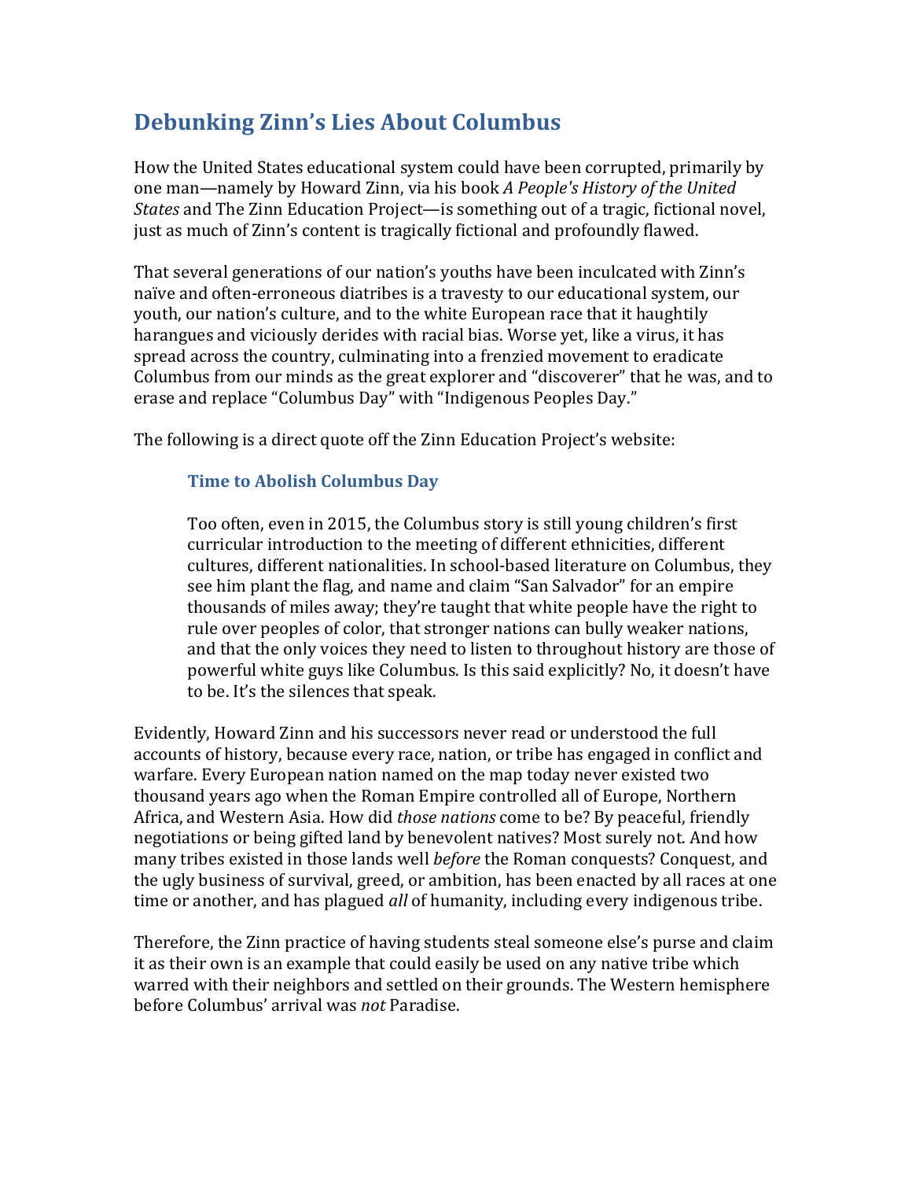# Debunking Zinn's Lies About Columbus

How the United States educational system could have been corrupted, primarily by one man—namely by Howard Zinn, via his book *A People's History of the United States* and The Zinn Education Project—is something out of a tragic, fictional novel, just as much of Zinn's content is tragically fictional and profoundly flawed.

That several generations of our nation's youths have been inculcated with Zinn's naïve and often-erroneous diatribes is a travesty to our educational system, our youth, our nation's culture, and to the white European race that it haughtily harangues and viciously derides with racial bias. Worse yet, like a virus, it has spread across the country, culminating into a frenzied movement to eradicate Columbus from our minds as the great explorer and "discoverer" that he was, and to erase and replace "Columbus Day" with "Indigenous Peoples Day."

The following is a direct quote off the Zinn Education Project's website:

> ### Time to Abolish Columbus Day
>
> Too often, even in 2015, the Columbus story is still young children's first curricular introduction to the meeting of different ethnicities, different cultures, different nationalities. In school-based literature on Columbus, they see him plant the flag, and name and claim "San Salvador" for an empire thousands of miles away; they're taught that white people have the right to rule over peoples of color, that stronger nations can bully weaker nations, and that the only voices they need to listen to throughout history are those of powerful white guys like Columbus. Is this said explicitly? No, it doesn't have to be. It's the silences that speak.

Evidently, Howard Zinn and his successors never read or understood the full accounts of history, because every race, nation, or tribe has engaged in conflict and warfare. Every European nation named on the map today never existed two thousand years ago when the Roman Empire controlled all of Europe, Northern Africa, and Western Asia. How did *those nations* come to be? By peaceful, friendly negotiations or being gifted land by benevolent natives? Most surely not. And how many tribes existed in those lands well *before* the Roman conquests? Conquest, and the ugly business of survival, greed, or ambition, has been enacted by all races at one time or another, and has plagued *all* of humanity, including every indigenous tribe.

Therefore, the Zinn practice of having students steal someone else's purse and claim it as their own is an example that could easily be used on any native tribe which warred with their neighbors and settled on their grounds. The Western hemisphere before Columbus' arrival was *not* Paradise.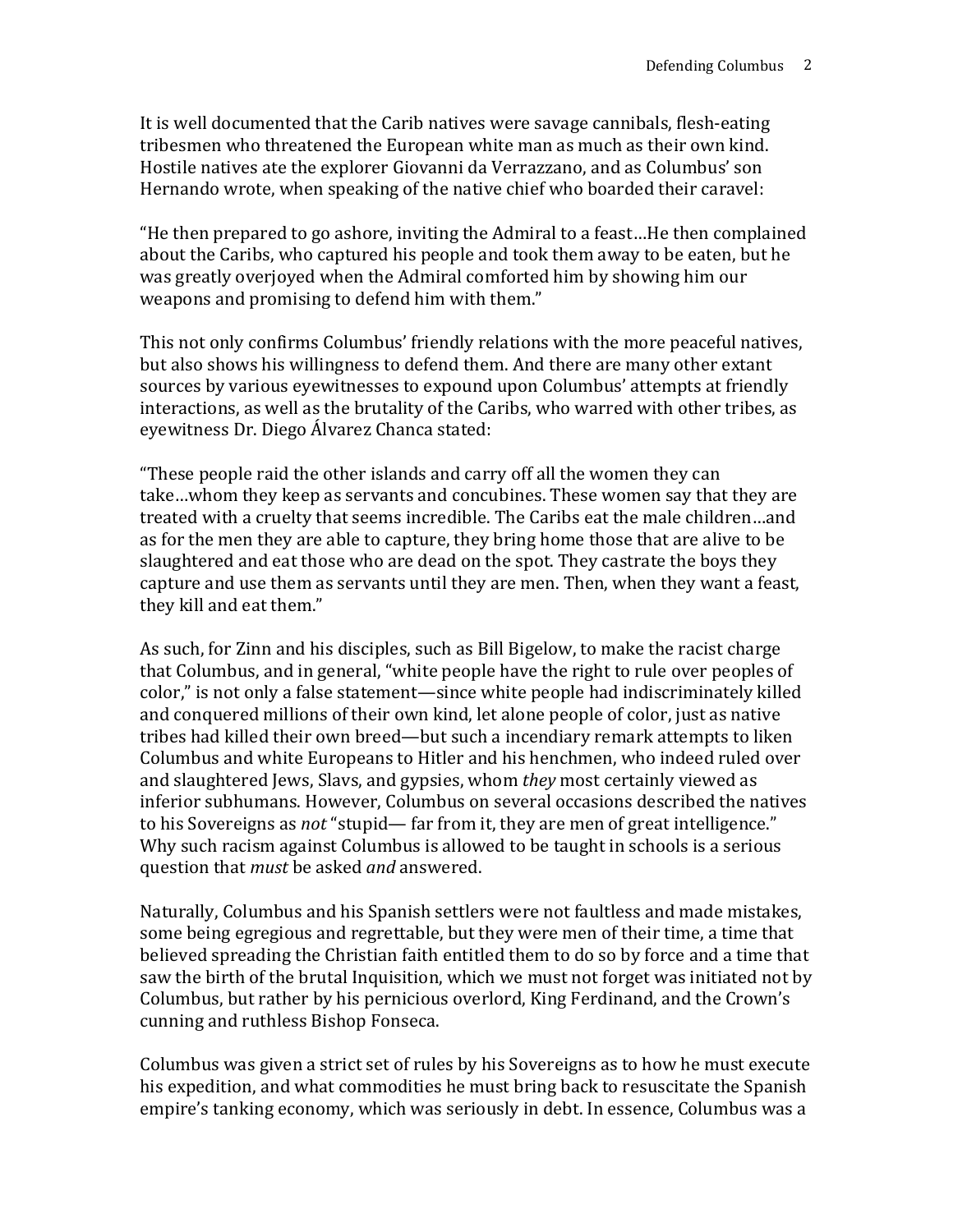It is well documented that the Carib natives were savage cannibals, flesh-eating tribesmen who threatened the European white man as much as their own kind. Hostile natives ate the explorer Giovanni da Verrazzano, and as Columbus' son Hernando wrote, when speaking of the native chief who boarded their caravel:

"He then prepared to go ashore, inviting the Admiral to a feast…He then complained about the Caribs, who captured his people and took them away to be eaten, but he was greatly overjoyed when the Admiral comforted him by showing him our weapons and promising to defend him with them."

This not only confirms Columbus' friendly relations with the more peaceful natives, but also shows his willingness to defend them. And there are many other extant sources by various eyewitnesses to expound upon Columbus' attempts at friendly interactions, as well as the brutality of the Caribs, who warred with other tribes, as eyewitness Dr. Diego Álvarez Chanca stated:

"These people raid the other islands and carry off all the women they can take…whom they keep as servants and concubines. These women say that they are treated with a cruelty that seems incredible. The Caribs eat the male children…and as for the men they are able to capture, they bring home those that are alive to be slaughtered and eat those who are dead on the spot. They castrate the boys they capture and use them as servants until they are men. Then, when they want a feast, they kill and eat them."

As such, for Zinn and his disciples, such as Bill Bigelow, to make the racist charge that Columbus, and in general, "white people have the right to rule over peoples of color," is not only a false statement—since white people had indiscriminately killed and conquered millions of their own kind, let alone people of color, just as native tribes had killed their own breed—but such a incendiary remark attempts to liken Columbus and white Europeans to Hitler and his henchmen, who indeed ruled over and slaughtered Jews, Slavs, and gypsies, whom *they* most certainly viewed as inferior subhumans. However, Columbus on several occasions described the natives to his Sovereigns as *not* "stupid— far from it, they are men of great intelligence." Why such racism against Columbus is allowed to be taught in schools is a serious question that *must* be asked *and* answered.

Naturally, Columbus and his Spanish settlers were not faultless and made mistakes, some being egregious and regrettable, but they were men of their time, a time that believed spreading the Christian faith entitled them to do so by force and a time that saw the birth of the brutal Inquisition, which we must not forget was initiated not by Columbus, but rather by his pernicious overlord, King Ferdinand, and the Crown's cunning and ruthless Bishop Fonseca.

Columbus was given a strict set of rules by his Sovereigns as to how he must execute his expedition, and what commodities he must bring back to resuscitate the Spanish empire's tanking economy, which was seriously in debt. In essence, Columbus was a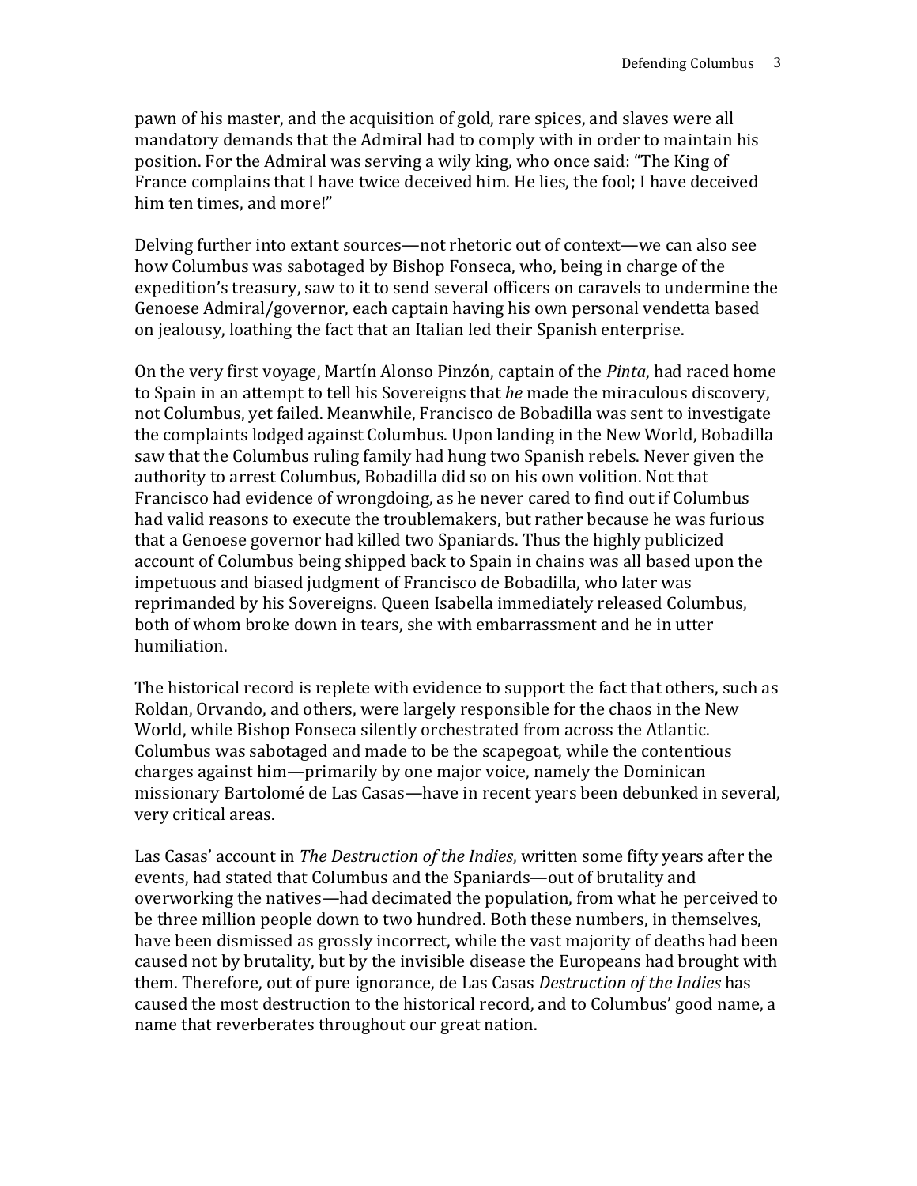pawn of his master, and the acquisition of gold, rare spices, and slaves were all mandatory demands that the Admiral had to comply with in order to maintain his position. For the Admiral was serving a wily king, who once said: "The King of France complains that I have twice deceived him. He lies, the fool; I have deceived him ten times, and more!"

Delving further into extant sources—not rhetoric out of context—we can also see how Columbus was sabotaged by Bishop Fonseca, who, being in charge of the expedition's treasury, saw to it to send several officers on caravels to undermine the Genoese Admiral/governor, each captain having his own personal vendetta based on jealousy, loathing the fact that an Italian led their Spanish enterprise.

On the very first voyage, Martín Alonso Pinzón, captain of the *Pinta*, had raced home to Spain in an attempt to tell his Sovereigns that *he* made the miraculous discovery, not Columbus, yet failed. Meanwhile, Francisco de Bobadilla was sent to investigate the complaints lodged against Columbus. Upon landing in the New World, Bobadilla saw that the Columbus ruling family had hung two Spanish rebels. Never given the authority to arrest Columbus, Bobadilla did so on his own volition. Not that Francisco had evidence of wrongdoing, as he never cared to find out if Columbus had valid reasons to execute the troublemakers, but rather because he was furious that a Genoese governor had killed two Spaniards. Thus the highly publicized account of Columbus being shipped back to Spain in chains was all based upon the impetuous and biased judgment of Francisco de Bobadilla, who later was reprimanded by his Sovereigns. Queen Isabella immediately released Columbus, both of whom broke down in tears, she with embarrassment and he in utter humiliation.

The historical record is replete with evidence to support the fact that others, such as Roldan, Orvando, and others, were largely responsible for the chaos in the New World, while Bishop Fonseca silently orchestrated from across the Atlantic. Columbus was sabotaged and made to be the scapegoat, while the contentious charges against him—primarily by one major voice, namely the Dominican missionary Bartolomé de Las Casas—have in recent years been debunked in several, very critical areas.

Las Casas' account in *The Destruction of the Indies*, written some fifty years after the events, had stated that Columbus and the Spaniards—out of brutality and overworking the natives—had decimated the population, from what he perceived to be three million people down to two hundred. Both these numbers, in themselves, have been dismissed as grossly incorrect, while the vast majority of deaths had been caused not by brutality, but by the invisible disease the Europeans had brought with them. Therefore, out of pure ignorance, de Las Casas *Destruction of the Indies* has caused the most destruction to the historical record, and to Columbus' good name, a name that reverberates throughout our great nation.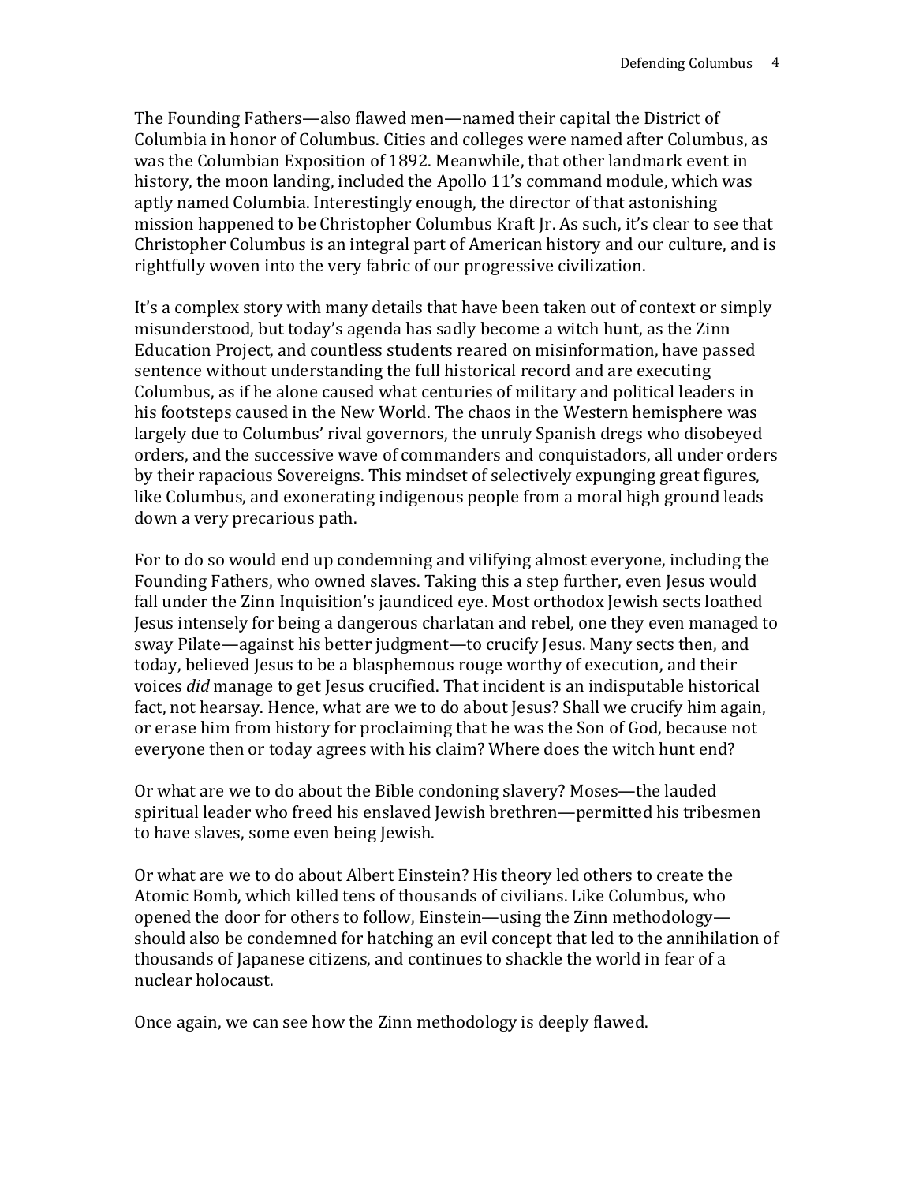The Founding Fathers—also flawed men—named their capital the District of Columbia in honor of Columbus. Cities and colleges were named after Columbus, as was the Columbian Exposition of 1892. Meanwhile, that other landmark event in history, the moon landing, included the Apollo 11's command module, which was aptly named Columbia. Interestingly enough, the director of that astonishing mission happened to be Christopher Columbus Kraft Jr. As such, it's clear to see that Christopher Columbus is an integral part of American history and our culture, and is rightfully woven into the very fabric of our progressive civilization.

It's a complex story with many details that have been taken out of context or simply misunderstood, but today's agenda has sadly become a witch hunt, as the Zinn Education Project, and countless students reared on misinformation, have passed sentence without understanding the full historical record and are executing Columbus, as if he alone caused what centuries of military and political leaders in his footsteps caused in the New World. The chaos in the Western hemisphere was largely due to Columbus' rival governors, the unruly Spanish dregs who disobeyed orders, and the successive wave of commanders and conquistadors, all under orders by their rapacious Sovereigns. This mindset of selectively expunging great figures, like Columbus, and exonerating indigenous people from a moral high ground leads down a very precarious path.

For to do so would end up condemning and vilifying almost everyone, including the Founding Fathers, who owned slaves. Taking this a step further, even Jesus would fall under the Zinn Inquisition's jaundiced eye. Most orthodox Jewish sects loathed Jesus intensely for being a dangerous charlatan and rebel, one they even managed to sway Pilate—against his better judgment—to crucify Jesus. Many sects then, and today, believed Jesus to be a blasphemous rouge worthy of execution, and their voices *did* manage to get Jesus crucified. That incident is an indisputable historical fact, not hearsay. Hence, what are we to do about Jesus? Shall we crucify him again, or erase him from history for proclaiming that he was the Son of God, because not everyone then or today agrees with his claim? Where does the witch hunt end?

Or what are we to do about the Bible condoning slavery? Moses—the lauded spiritual leader who freed his enslaved Jewish brethren—permitted his tribesmen to have slaves, some even being Jewish.

Or what are we to do about Albert Einstein? His theory led others to create the Atomic Bomb, which killed tens of thousands of civilians. Like Columbus, who opened the door for others to follow, Einstein—using the Zinn methodology—should also be condemned for hatching an evil concept that led to the annihilation of thousands of Japanese citizens, and continues to shackle the world in fear of a nuclear holocaust.

Once again, we can see how the Zinn methodology is deeply flawed.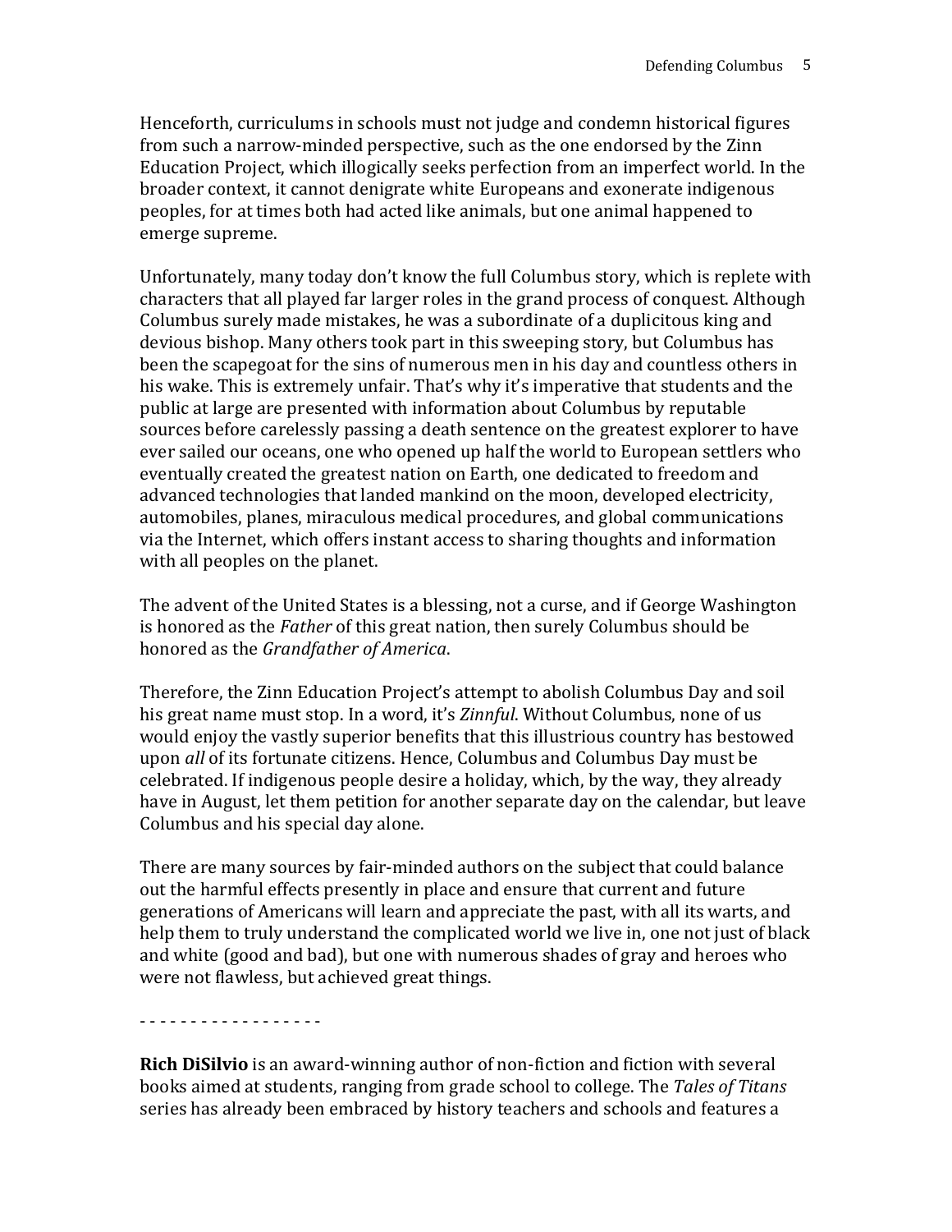Henceforth, curriculums in schools must not judge and condemn historical figures from such a narrow-minded perspective, such as the one endorsed by the Zinn Education Project, which illogically seeks perfection from an imperfect world. In the broader context, it cannot denigrate white Europeans and exonerate indigenous peoples, for at times both had acted like animals, but one animal happened to emerge supreme.

Unfortunately, many today don't know the full Columbus story, which is replete with characters that all played far larger roles in the grand process of conquest. Although Columbus surely made mistakes, he was a subordinate of a duplicitous king and devious bishop. Many others took part in this sweeping story, but Columbus has been the scapegoat for the sins of numerous men in his day and countless others in his wake. This is extremely unfair. That's why it's imperative that students and the public at large are presented with information about Columbus by reputable sources before carelessly passing a death sentence on the greatest explorer to have ever sailed our oceans, one who opened up half the world to European settlers who eventually created the greatest nation on Earth, one dedicated to freedom and advanced technologies that landed mankind on the moon, developed electricity, automobiles, planes, miraculous medical procedures, and global communications via the Internet, which offers instant access to sharing thoughts and information with all peoples on the planet.

The advent of the United States is a blessing, not a curse, and if George Washington is honored as the *Father* of this great nation, then surely Columbus should be honored as the *Grandfather of America*.

Therefore, the Zinn Education Project's attempt to abolish Columbus Day and soil his great name must stop. In a word, it's *Zinnful*. Without Columbus, none of us would enjoy the vastly superior benefits that this illustrious country has bestowed upon *all* of its fortunate citizens. Hence, Columbus and Columbus Day must be celebrated. If indigenous people desire a holiday, which, by the way, they already have in August, let them petition for another separate day on the calendar, but leave Columbus and his special day alone.

There are many sources by fair-minded authors on the subject that could balance out the harmful effects presently in place and ensure that current and future generations of Americans will learn and appreciate the past, with all its warts, and help them to truly understand the complicated world we live in, one not just of black and white (good and bad), but one with numerous shades of gray and heroes who were not flawless, but achieved great things.

- - - - - - - - - - - - - - - - - -

**Rich DiSilvio** is an award-winning author of non-fiction and fiction with several books aimed at students, ranging from grade school to college. The *Tales of Titans* series has already been embraced by history teachers and schools and features a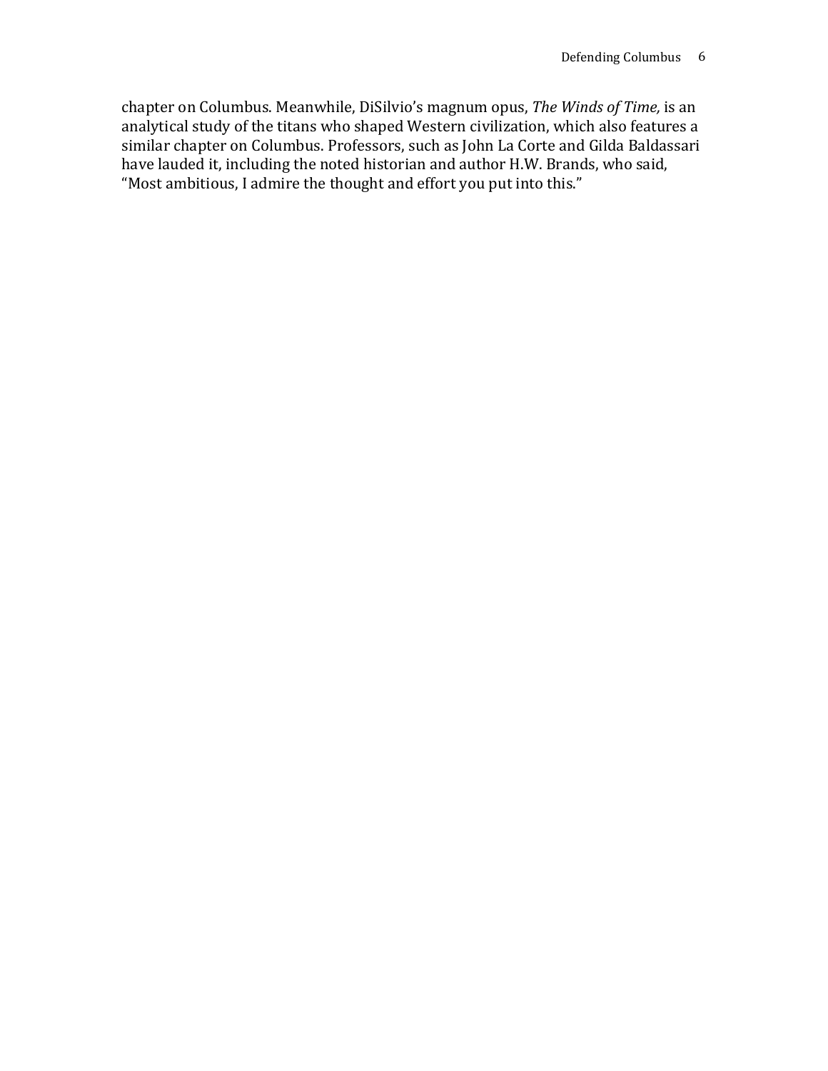chapter on Columbus. Meanwhile, DiSilvio's magnum opus, *The Winds of Time,* is an analytical study of the titans who shaped Western civilization, which also features a similar chapter on Columbus. Professors, such as John La Corte and Gilda Baldassari have lauded it, including the noted historian and author H.W. Brands, who said, "Most ambitious, I admire the thought and effort you put into this."